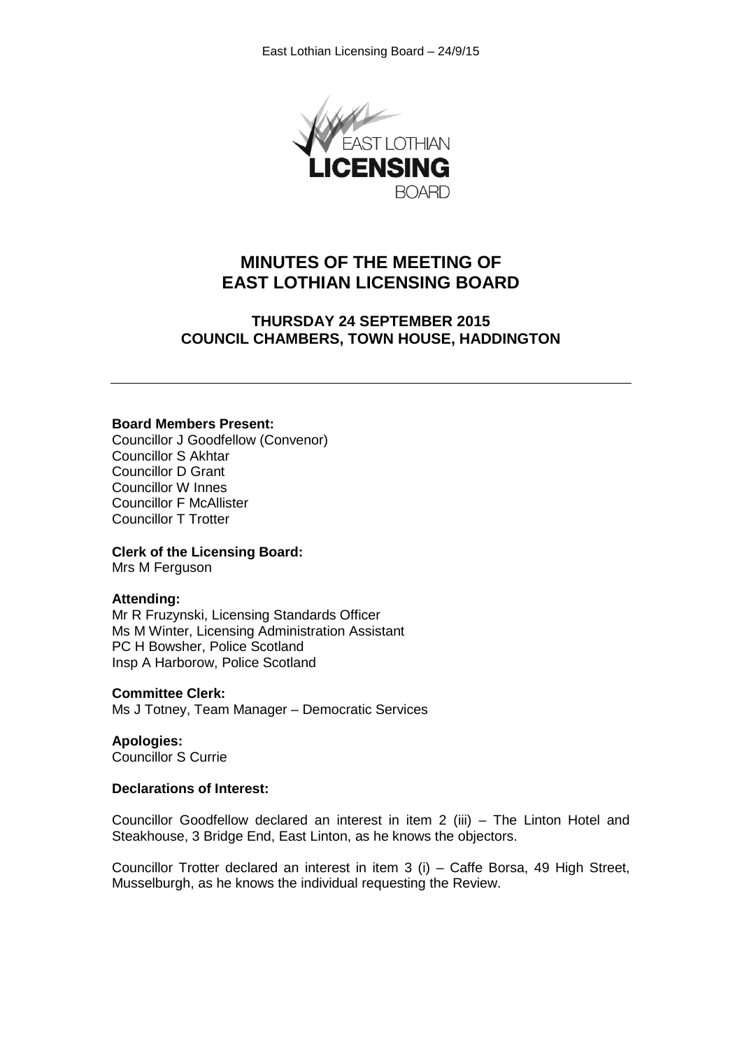# MINUTES OF THE MEETING OF EAST LOTHIAN LICENSING BOARD

## THURSDAY 24 SEPTEMBER 2015
## COUNCIL CHAMBERS, TOWN HOUSE, HADDINGTON

---

**Board Members Present:**
Councillor J Goodfellow (Convenor)
Councillor S Akhtar
Councillor D Grant
Councillor W Innes
Councillor F McAllister
Councillor T Trotter

**Clerk of the Licensing Board:**
Mrs M Ferguson

**Attending:**
Mr R Fruzynski, Licensing Standards Officer
Ms M Winter, Licensing Administration Assistant
PC H Bowsher, Police Scotland
Insp A Harborow, Police Scotland

**Committee Clerk:**
Ms J Totney, Team Manager – Democratic Services

**Apologies:**
Councillor S Currie

**Declarations of Interest:**

Councillor Goodfellow declared an interest in item 2 (iii) – The Linton Hotel and Steakhouse, 3 Bridge End, East Linton, as he knows the objectors.

Councillor Trotter declared an interest in item 3 (i) – Caffe Borsa, 49 High Street, Musselburgh, as he knows the individual requesting the Review.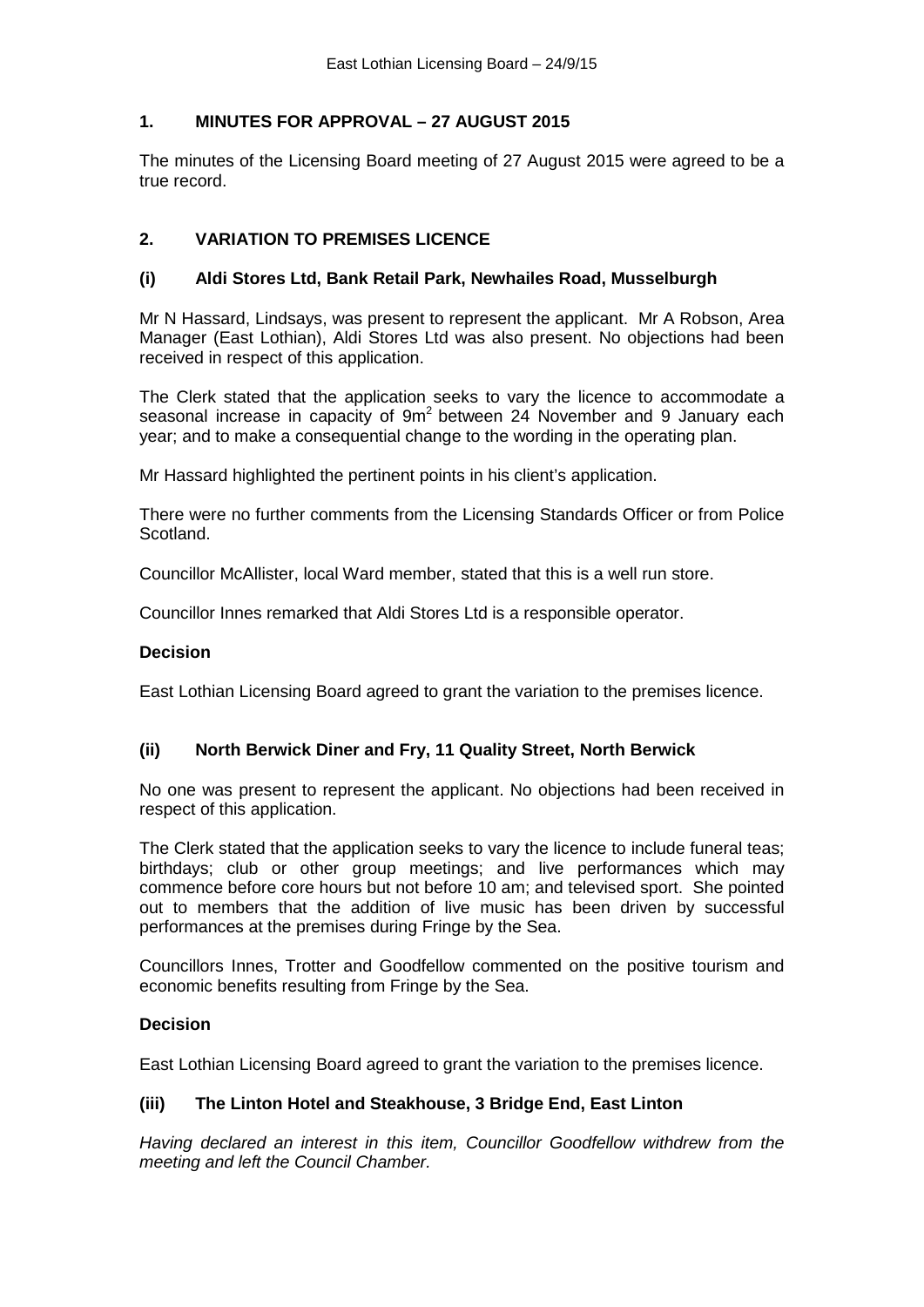## 1. MINUTES FOR APPROVAL – 27 AUGUST 2015

The minutes of the Licensing Board meeting of 27 August 2015 were agreed to be a true record.

## 2. VARIATION TO PREMISES LICENCE

### (i) Aldi Stores Ltd, Bank Retail Park, Newhailes Road, Musselburgh

Mr N Hassard, Lindsays, was present to represent the applicant. Mr A Robson, Area Manager (East Lothian), Aldi Stores Ltd was also present. No objections had been received in respect of this application.

The Clerk stated that the application seeks to vary the licence to accommodate a seasonal increase in capacity of $9m^2$ between 24 November and 9 January each year; and to make a consequential change to the wording in the operating plan.

Mr Hassard highlighted the pertinent points in his client's application.

There were no further comments from the Licensing Standards Officer or from Police Scotland.

Councillor McAllister, local Ward member, stated that this is a well run store.

Councillor Innes remarked that Aldi Stores Ltd is a responsible operator.

**Decision**

East Lothian Licensing Board agreed to grant the variation to the premises licence.

### (ii) North Berwick Diner and Fry, 11 Quality Street, North Berwick

No one was present to represent the applicant. No objections had been received in respect of this application.

The Clerk stated that the application seeks to vary the licence to include funeral teas; birthdays; club or other group meetings; and live performances which may commence before core hours but not before 10 am; and televised sport. She pointed out to members that the addition of live music has been driven by successful performances at the premises during Fringe by the Sea.

Councillors Innes, Trotter and Goodfellow commented on the positive tourism and economic benefits resulting from Fringe by the Sea.

**Decision**

East Lothian Licensing Board agreed to grant the variation to the premises licence.

### (iii) The Linton Hotel and Steakhouse, 3 Bridge End, East Linton

*Having declared an interest in this item, Councillor Goodfellow withdrew from the meeting and left the Council Chamber.*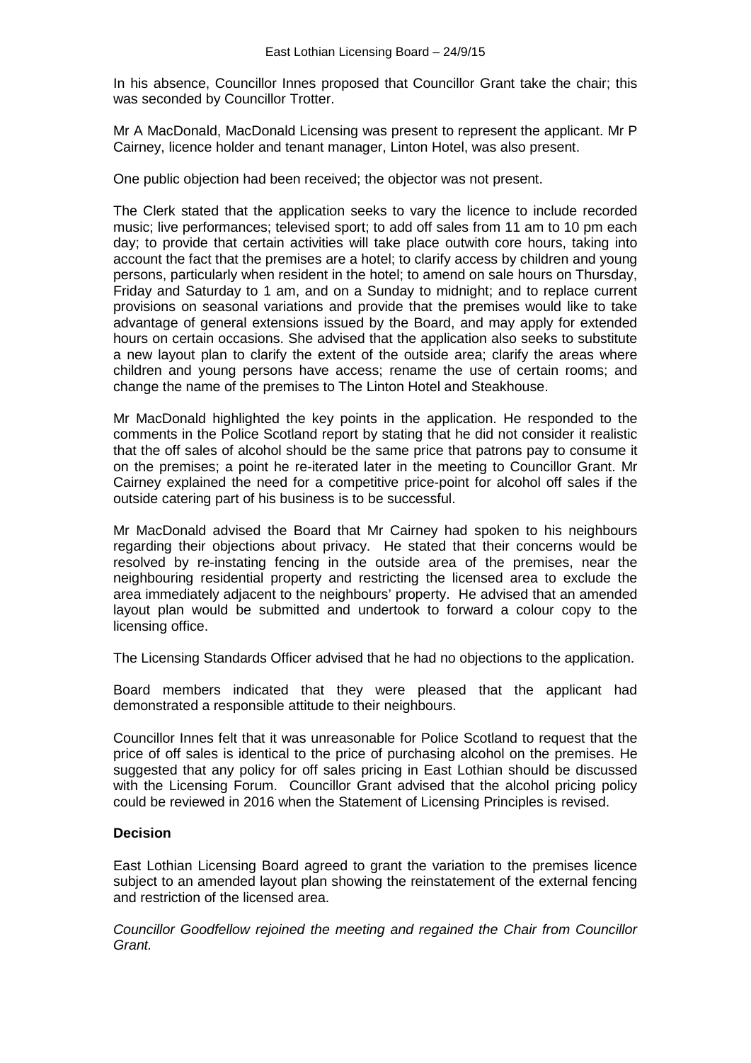In his absence, Councillor Innes proposed that Councillor Grant take the chair; this was seconded by Councillor Trotter.

Mr A MacDonald, MacDonald Licensing was present to represent the applicant. Mr P Cairney, licence holder and tenant manager, Linton Hotel, was also present.

One public objection had been received; the objector was not present.

The Clerk stated that the application seeks to vary the licence to include recorded music; live performances; televised sport; to add off sales from 11 am to 10 pm each day; to provide that certain activities will take place outwith core hours, taking into account the fact that the premises are a hotel; to clarify access by children and young persons, particularly when resident in the hotel; to amend on sale hours on Thursday, Friday and Saturday to 1 am, and on a Sunday to midnight; and to replace current provisions on seasonal variations and provide that the premises would like to take advantage of general extensions issued by the Board, and may apply for extended hours on certain occasions. She advised that the application also seeks to substitute a new layout plan to clarify the extent of the outside area; clarify the areas where children and young persons have access; rename the use of certain rooms; and change the name of the premises to The Linton Hotel and Steakhouse.

Mr MacDonald highlighted the key points in the application. He responded to the comments in the Police Scotland report by stating that he did not consider it realistic that the off sales of alcohol should be the same price that patrons pay to consume it on the premises; a point he re-iterated later in the meeting to Councillor Grant. Mr Cairney explained the need for a competitive price-point for alcohol off sales if the outside catering part of his business is to be successful.

Mr MacDonald advised the Board that Mr Cairney had spoken to his neighbours regarding their objections about privacy. He stated that their concerns would be resolved by re-instating fencing in the outside area of the premises, near the neighbouring residential property and restricting the licensed area to exclude the area immediately adjacent to the neighbours' property. He advised that an amended layout plan would be submitted and undertook to forward a colour copy to the licensing office.

The Licensing Standards Officer advised that he had no objections to the application.

Board members indicated that they were pleased that the applicant had demonstrated a responsible attitude to their neighbours.

Councillor Innes felt that it was unreasonable for Police Scotland to request that the price of off sales is identical to the price of purchasing alcohol on the premises. He suggested that any policy for off sales pricing in East Lothian should be discussed with the Licensing Forum. Councillor Grant advised that the alcohol pricing policy could be reviewed in 2016 when the Statement of Licensing Principles is revised.

**Decision**

East Lothian Licensing Board agreed to grant the variation to the premises licence subject to an amended layout plan showing the reinstatement of the external fencing and restriction of the licensed area.

*Councillor Goodfellow rejoined the meeting and regained the Chair from Councillor Grant.*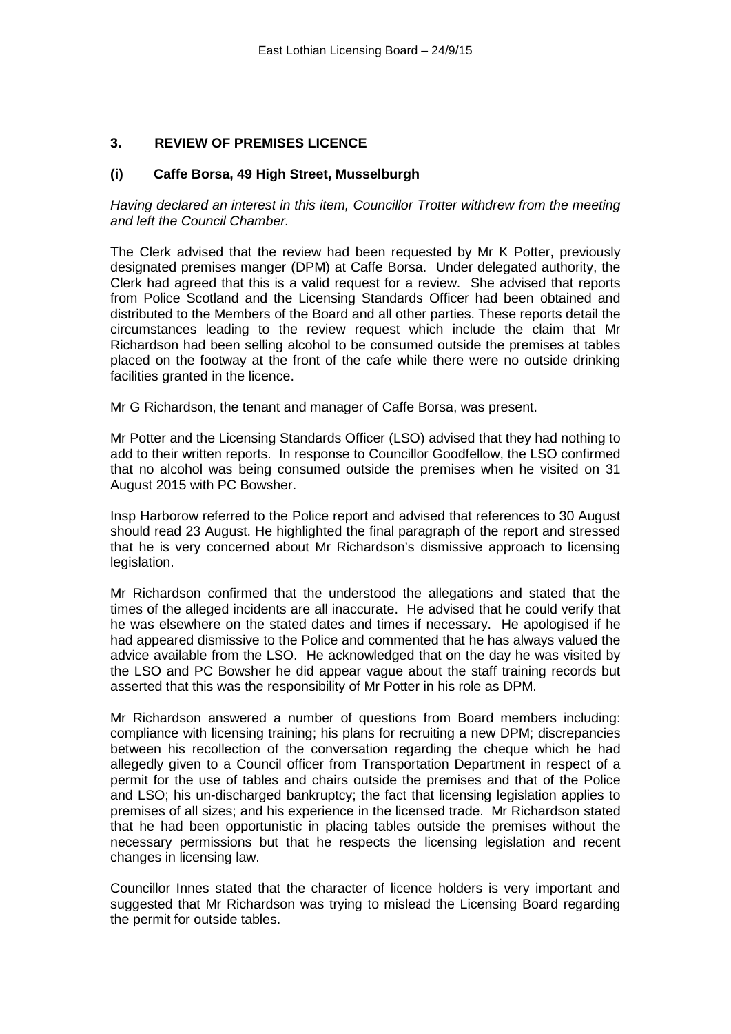## 3. REVIEW OF PREMISES LICENCE

### (i) Caffe Borsa, 49 High Street, Musselburgh

*Having declared an interest in this item, Councillor Trotter withdrew from the meeting and left the Council Chamber.*

The Clerk advised that the review had been requested by Mr K Potter, previously designated premises manger (DPM) at Caffe Borsa. Under delegated authority, the Clerk had agreed that this is a valid request for a review. She advised that reports from Police Scotland and the Licensing Standards Officer had been obtained and distributed to the Members of the Board and all other parties. These reports detail the circumstances leading to the review request which include the claim that Mr Richardson had been selling alcohol to be consumed outside the premises at tables placed on the footway at the front of the cafe while there were no outside drinking facilities granted in the licence.

Mr G Richardson, the tenant and manager of Caffe Borsa, was present.

Mr Potter and the Licensing Standards Officer (LSO) advised that they had nothing to add to their written reports. In response to Councillor Goodfellow, the LSO confirmed that no alcohol was being consumed outside the premises when he visited on 31 August 2015 with PC Bowsher.

Insp Harborow referred to the Police report and advised that references to 30 August should read 23 August. He highlighted the final paragraph of the report and stressed that he is very concerned about Mr Richardson's dismissive approach to licensing legislation.

Mr Richardson confirmed that the understood the allegations and stated that the times of the alleged incidents are all inaccurate. He advised that he could verify that he was elsewhere on the stated dates and times if necessary. He apologised if he had appeared dismissive to the Police and commented that he has always valued the advice available from the LSO. He acknowledged that on the day he was visited by the LSO and PC Bowsher he did appear vague about the staff training records but asserted that this was the responsibility of Mr Potter in his role as DPM.

Mr Richardson answered a number of questions from Board members including: compliance with licensing training; his plans for recruiting a new DPM; discrepancies between his recollection of the conversation regarding the cheque which he had allegedly given to a Council officer from Transportation Department in respect of a permit for the use of tables and chairs outside the premises and that of the Police and LSO; his un-discharged bankruptcy; the fact that licensing legislation applies to premises of all sizes; and his experience in the licensed trade. Mr Richardson stated that he had been opportunistic in placing tables outside the premises without the necessary permissions but that he respects the licensing legislation and recent changes in licensing law.

Councillor Innes stated that the character of licence holders is very important and suggested that Mr Richardson was trying to mislead the Licensing Board regarding the permit for outside tables.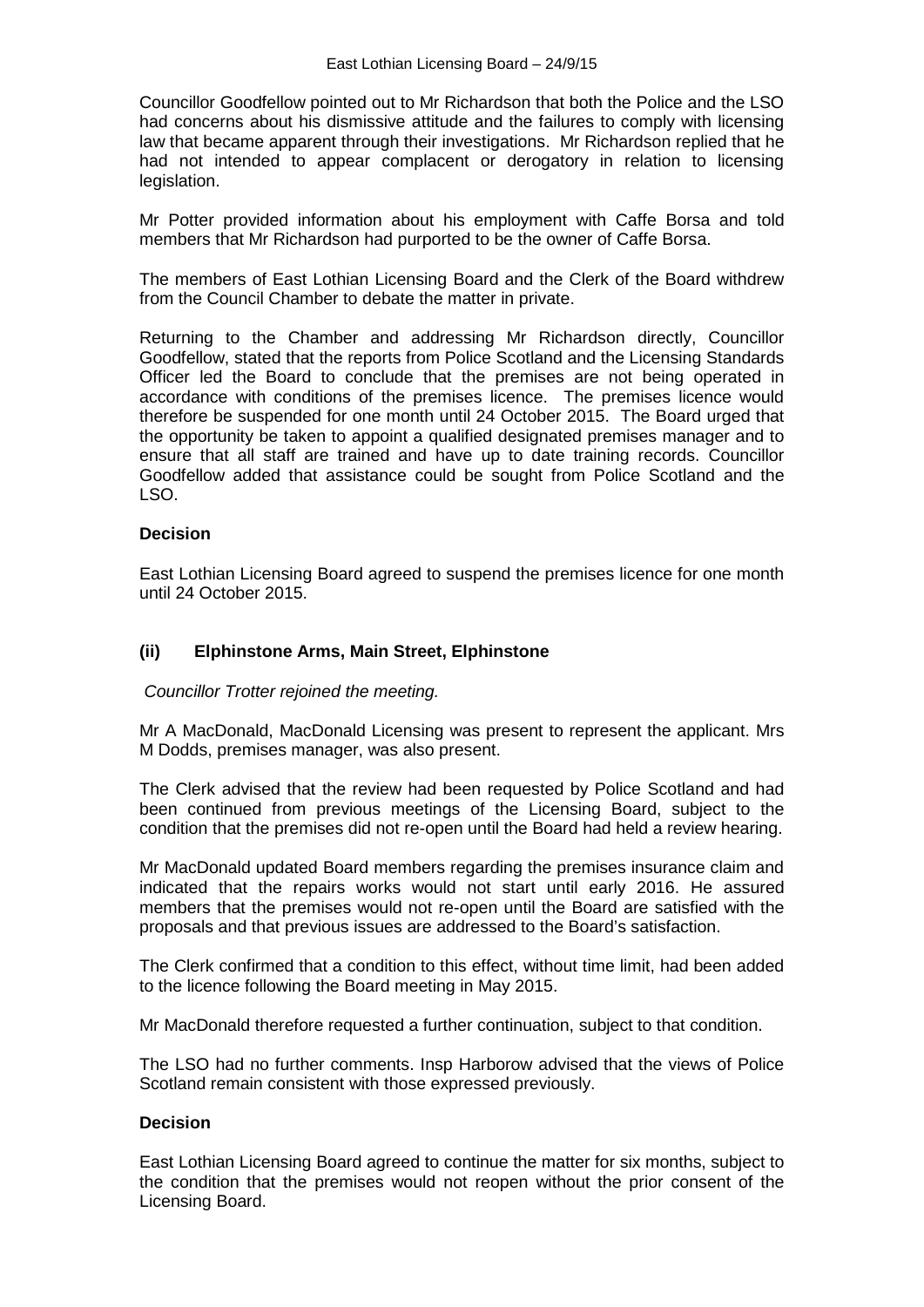Councillor Goodfellow pointed out to Mr Richardson that both the Police and the LSO had concerns about his dismissive attitude and the failures to comply with licensing law that became apparent through their investigations. Mr Richardson replied that he had not intended to appear complacent or derogatory in relation to licensing legislation.

Mr Potter provided information about his employment with Caffe Borsa and told members that Mr Richardson had purported to be the owner of Caffe Borsa.

The members of East Lothian Licensing Board and the Clerk of the Board withdrew from the Council Chamber to debate the matter in private.

Returning to the Chamber and addressing Mr Richardson directly, Councillor Goodfellow, stated that the reports from Police Scotland and the Licensing Standards Officer led the Board to conclude that the premises are not being operated in accordance with conditions of the premises licence. The premises licence would therefore be suspended for one month until 24 October 2015. The Board urged that the opportunity be taken to appoint a qualified designated premises manager and to ensure that all staff are trained and have up to date training records. Councillor Goodfellow added that assistance could be sought from Police Scotland and the LSO.

**Decision**

East Lothian Licensing Board agreed to suspend the premises licence for one month until 24 October 2015.

### (ii) Elphinstone Arms, Main Street, Elphinstone

*Councillor Trotter rejoined the meeting.*

Mr A MacDonald, MacDonald Licensing was present to represent the applicant. Mrs M Dodds, premises manager, was also present.

The Clerk advised that the review had been requested by Police Scotland and had been continued from previous meetings of the Licensing Board, subject to the condition that the premises did not re-open until the Board had held a review hearing.

Mr MacDonald updated Board members regarding the premises insurance claim and indicated that the repairs works would not start until early 2016. He assured members that the premises would not re-open until the Board are satisfied with the proposals and that previous issues are addressed to the Board's satisfaction.

The Clerk confirmed that a condition to this effect, without time limit, had been added to the licence following the Board meeting in May 2015.

Mr MacDonald therefore requested a further continuation, subject to that condition.

The LSO had no further comments. Insp Harborow advised that the views of Police Scotland remain consistent with those expressed previously.

**Decision**

East Lothian Licensing Board agreed to continue the matter for six months, subject to the condition that the premises would not reopen without the prior consent of the Licensing Board.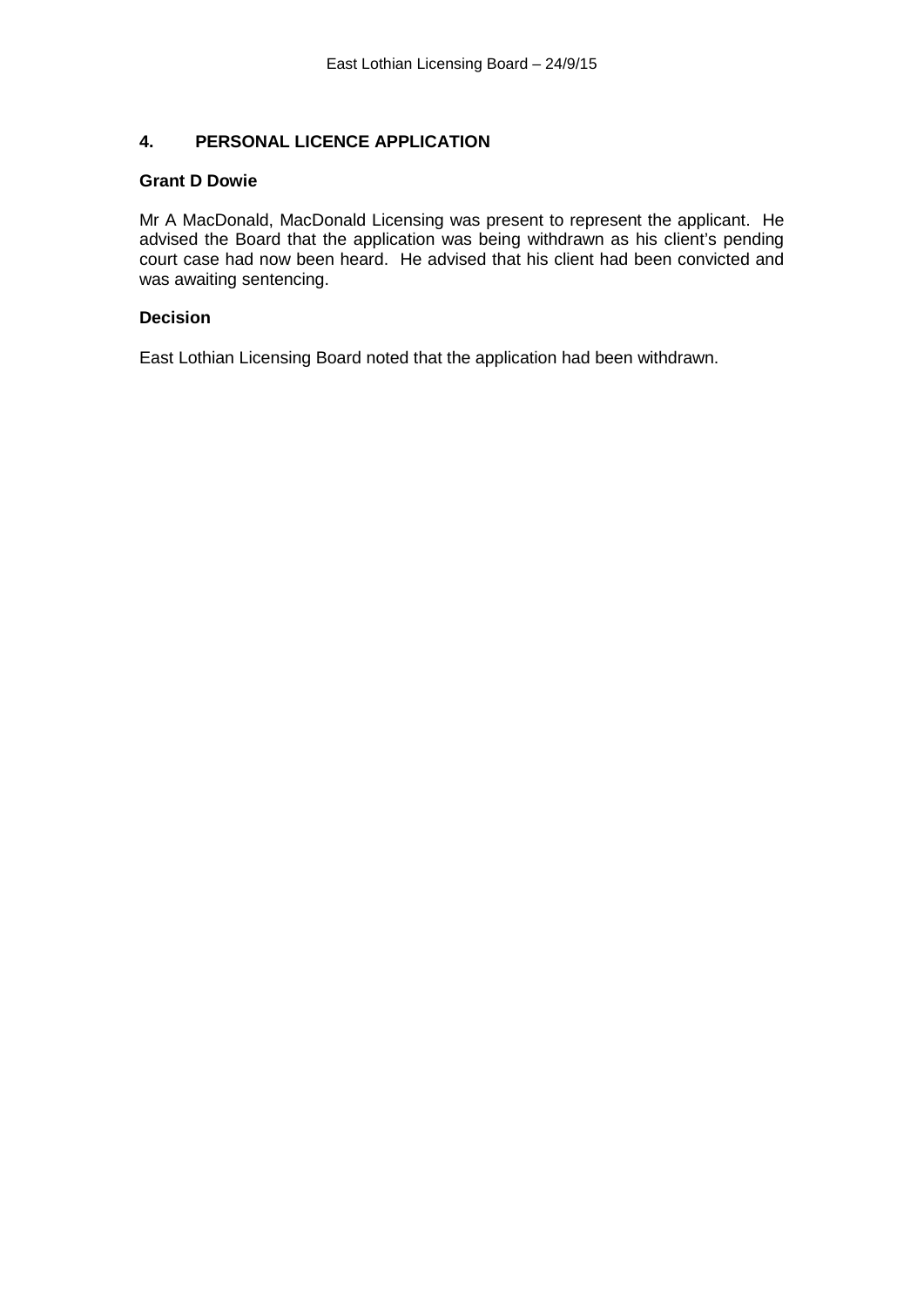## 4. PERSONAL LICENCE APPLICATION

**Grant D Dowie**

Mr A MacDonald, MacDonald Licensing was present to represent the applicant. He advised the Board that the application was being withdrawn as his client's pending court case had now been heard. He advised that his client had been convicted and was awaiting sentencing.

**Decision**

East Lothian Licensing Board noted that the application had been withdrawn.